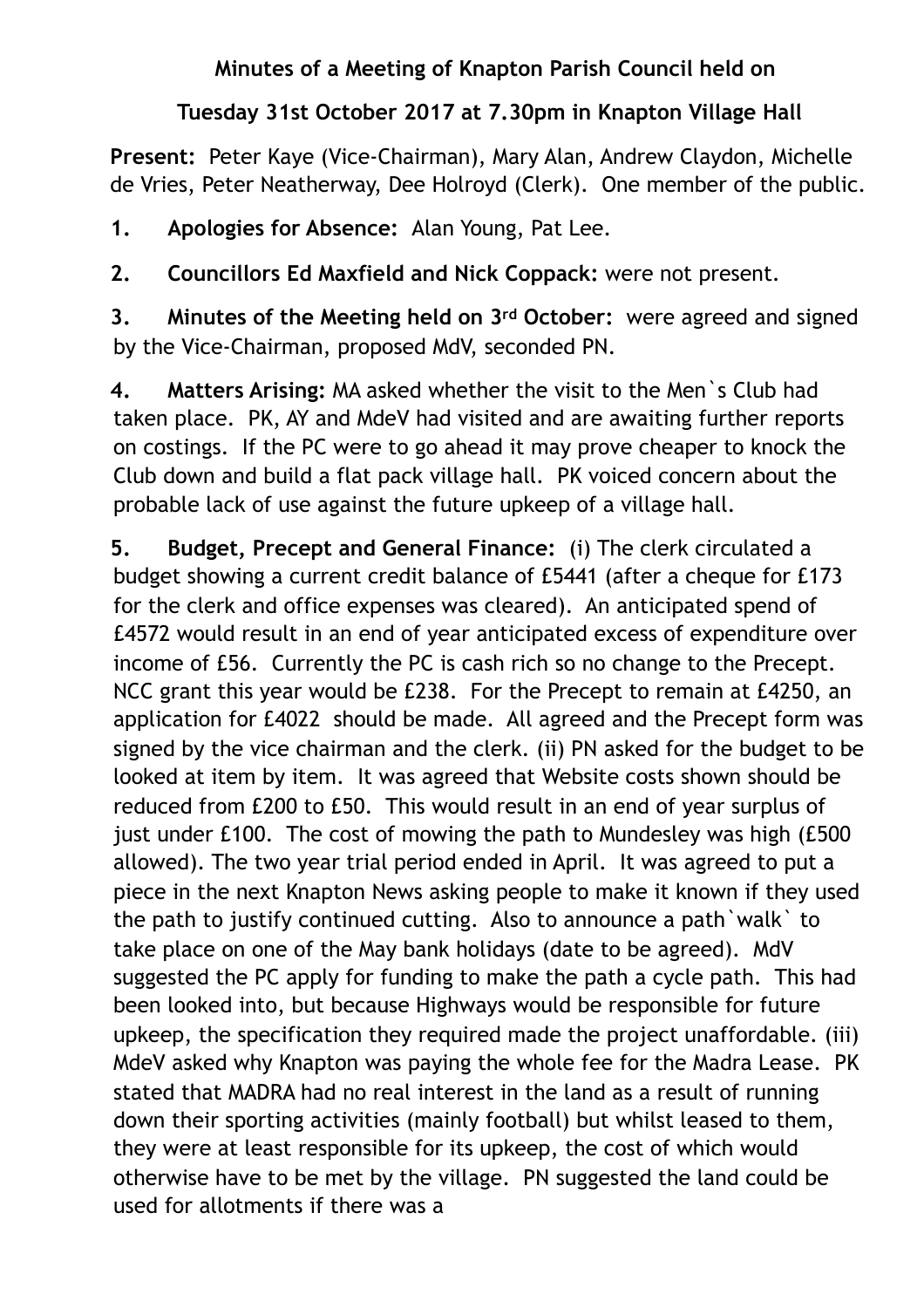**Minutes of a Meeting of Knapton Parish Council held on**

**Tuesday 31st October 2017 at 7.30pm in Knapton Village Hall**

**Present:** Peter Kaye (Vice-Chairman), Mary Alan, Andrew Claydon, Michelle de Vries, Peter Neatherway, Dee Holroyd (Clerk). One member of the public.

1. **Apologies for Absence:** Alan Young, Pat Lee.

2. **Councillors Ed Maxfield and Nick Coppack:** were not present.

3. **Minutes of the Meeting held on 3rd October:** were agreed and signed by the Vice-Chairman, proposed MdV, seconded PN.

4. **Matters Arising:** MA asked whether the visit to the Men`s Club had taken place. PK, AY and MdeV had visited and are awaiting further reports on costings. If the PC were to go ahead it may prove cheaper to knock the Club down and build a flat pack village hall. PK voiced concern about the probable lack of use against the future upkeep of a village hall.

5. **Budget, Precept and General Finance:** (i) The clerk circulated a budget showing a current credit balance of £5441 (after a cheque for £173 for the clerk and office expenses was cleared). An anticipated spend of £4572 would result in an end of year anticipated excess of expenditure over income of £56. Currently the PC is cash rich so no change to the Precept. NCC grant this year would be £238. For the Precept to remain at £4250, an application for £4022 should be made. All agreed and the Precept form was signed by the vice chairman and the clerk. (ii) PN asked for the budget to be looked at item by item. It was agreed that Website costs shown should be reduced from £200 to £50. This would result in an end of year surplus of just under £100. The cost of mowing the path to Mundesley was high (£500 allowed). The two year trial period ended in April. It was agreed to put a piece in the next Knapton News asking people to make it known if they used the path to justify continued cutting. Also to announce a path`walk` to take place on one of the May bank holidays (date to be agreed). MdV suggested the PC apply for funding to make the path a cycle path. This had been looked into, but because Highways would be responsible for future upkeep, the specification they required made the project unaffordable. (iii) MdeV asked why Knapton was paying the whole fee for the Madra Lease. PK stated that MADRA had no real interest in the land as a result of running down their sporting activities (mainly football) but whilst leased to them, they were at least responsible for its upkeep, the cost of which would otherwise have to be met by the village. PN suggested the land could be used for allotments if there was a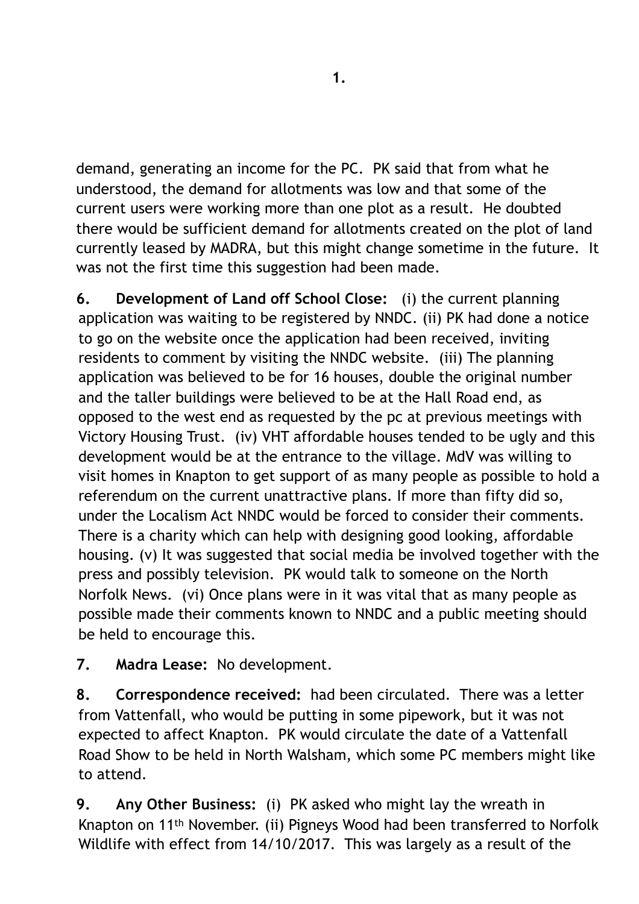demand, generating an income for the PC. PK said that from what he understood, the demand for allotments was low and that some of the current users were working more than one plot as a result. He doubted there would be sufficient demand for allotments created on the plot of land currently leased by MADRA, but this might change sometime in the future. It was not the first time this suggestion had been made.

**6. Development of Land off School Close:** (i) the current planning application was waiting to be registered by NNDC. (ii) PK had done a notice to go on the website once the application had been received, inviting residents to comment by visiting the NNDC website. (iii) The planning application was believed to be for 16 houses, double the original number and the taller buildings were believed to be at the Hall Road end, as opposed to the west end as requested by the pc at previous meetings with Victory Housing Trust. (iv) VHT affordable houses tended to be ugly and this development would be at the entrance to the village. MdV was willing to visit homes in Knapton to get support of as many people as possible to hold a referendum on the current unattractive plans. If more than fifty did so, under the Localism Act NNDC would be forced to consider their comments. There is a charity which can help with designing good looking, affordable housing. (v) It was suggested that social media be involved together with the press and possibly television. PK would talk to someone on the North Norfolk News. (vi) Once plans were in it was vital that as many people as possible made their comments known to NNDC and a public meeting should be held to encourage this.

**7. Madra Lease:** No development.

**8. Correspondence received:** had been circulated. There was a letter from Vattenfall, who would be putting in some pipework, but it was not expected to affect Knapton. PK would circulate the date of a Vattenfall Road Show to be held in North Walsham, which some PC members might like to attend.

**9. Any Other Business:** (i) PK asked who might lay the wreath in Knapton on 11th November. (ii) Pigneys Wood had been transferred to Norfolk Wildlife with effect from 14/10/2017. This was largely as a result of the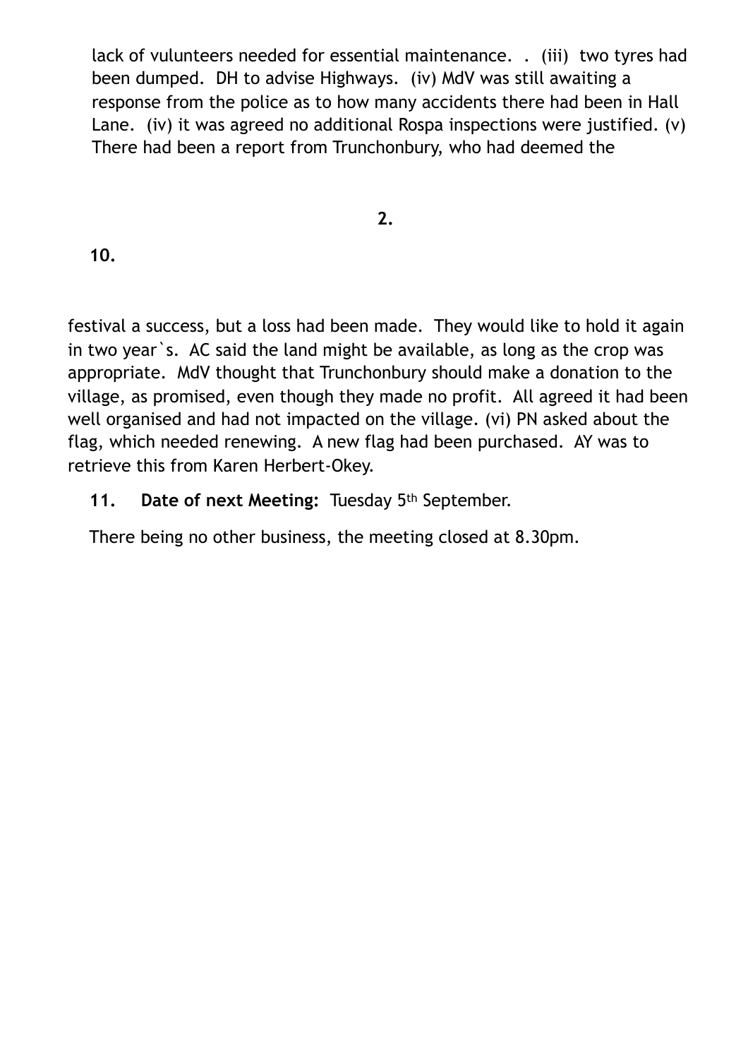lack of vulunteers needed for essential maintenance. . (iii) two tyres had been dumped. DH to advise Highways. (iv) MdV was still awaiting a response from the police as to how many accidents there had been in Hall Lane. (iv) it was agreed no additional Rospa inspections were justified. (v) There had been a report from Trunchonbury, who had deemed the

**10.**

festival a success, but a loss had been made. They would like to hold it again in two year`s. AC said the land might be available, as long as the crop was appropriate. MdV thought that Trunchonbury should make a donation to the village, as promised, even though they made no profit. All agreed it had been well organised and had not impacted on the village. (vi) PN asked about the flag, which needed renewing. A new flag had been purchased. AY was to retrieve this from Karen Herbert-Okey.

**11. Date of next Meeting:** Tuesday 5th September.

There being no other business, the meeting closed at 8.30pm.